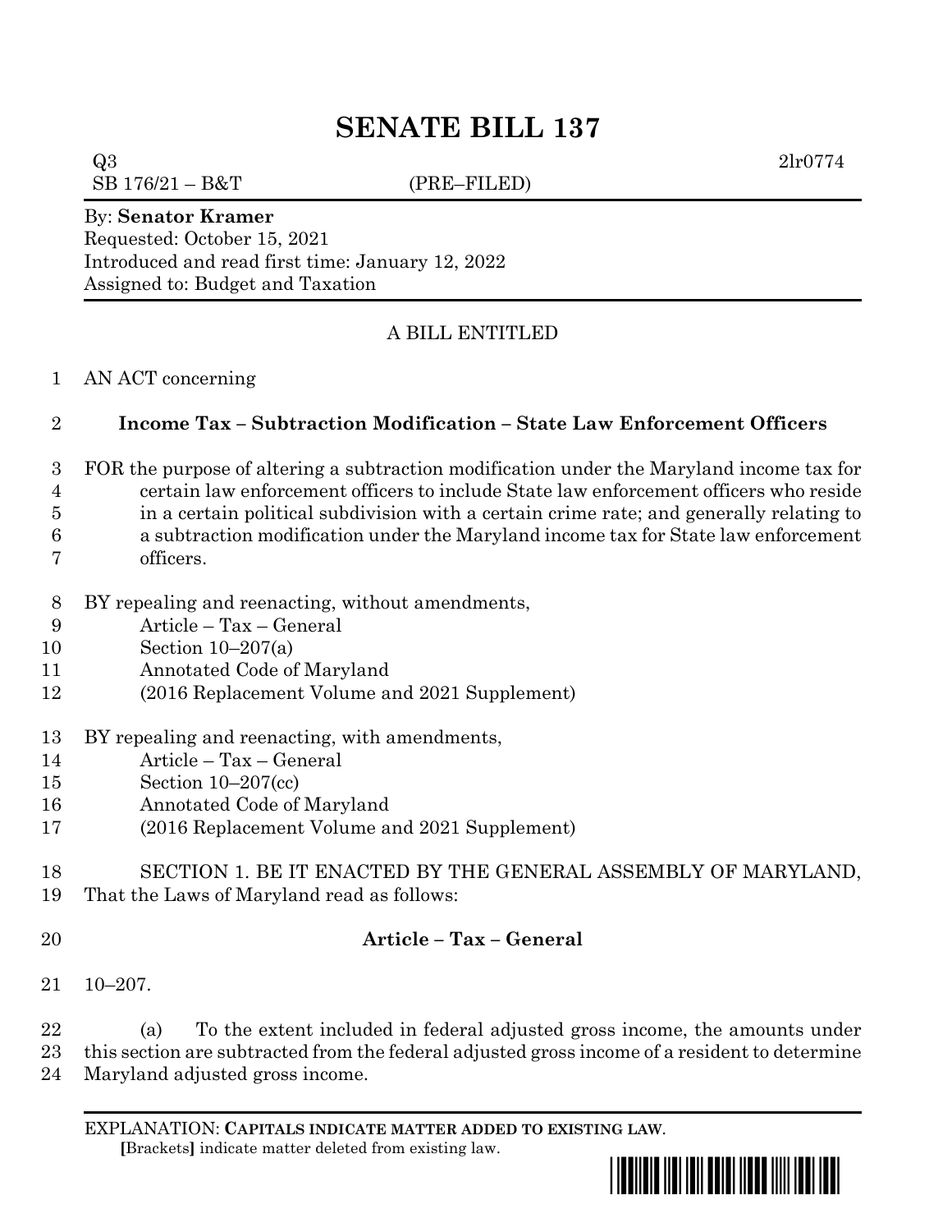# SENATE BILL 137

Q3 2lr0774
SB 176/21 – B&T (PRE–FILED)

By: **Senator Kramer**
Requested: October 15, 2021
Introduced and read first time: January 12, 2022
Assigned to: Budget and Taxation

A BILL ENTITLED

AN ACT concerning

**Income Tax – Subtraction Modification – State Law Enforcement Officers**

FOR the purpose of altering a subtraction modification under the Maryland income tax for certain law enforcement officers to include State law enforcement officers who reside in a certain political subdivision with a certain crime rate; and generally relating to a subtraction modification under the Maryland income tax for State law enforcement officers.

BY repealing and reenacting, without amendments,
Article – Tax – General
Section 10–207(a)
Annotated Code of Maryland
(2016 Replacement Volume and 2021 Supplement)

BY repealing and reenacting, with amendments,
Article – Tax – General
Section 10–207(cc)
Annotated Code of Maryland
(2016 Replacement Volume and 2021 Supplement)

SECTION 1. BE IT ENACTED BY THE GENERAL ASSEMBLY OF MARYLAND, That the Laws of Maryland read as follows:

**Article – Tax – General**

10–207.

(a) To the extent included in federal adjusted gross income, the amounts under this section are subtracted from the federal adjusted gross income of a resident to determine Maryland adjusted gross income.

EXPLANATION: **CAPITALS INDICATE MATTER ADDED TO EXISTING LAW**.
**[**Brackets**]** indicate matter deleted from existing law.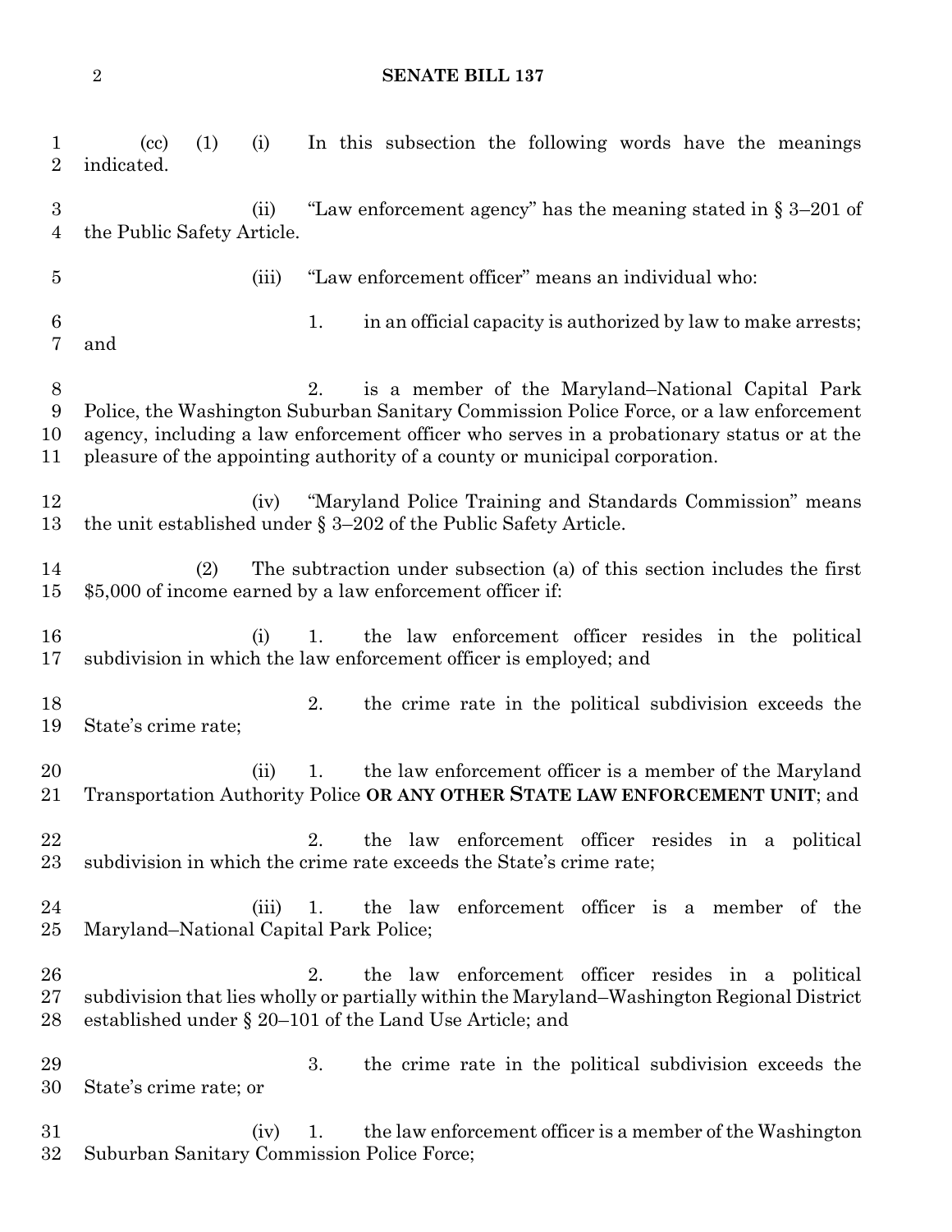(cc) (1) (i) In this subsection the following words have the meanings indicated.

(ii) "Law enforcement agency" has the meaning stated in § 3–201 of the Public Safety Article.

(iii) "Law enforcement officer" means an individual who:

1. in an official capacity is authorized by law to make arrests; and

2. is a member of the Maryland–National Capital Park Police, the Washington Suburban Sanitary Commission Police Force, or a law enforcement agency, including a law enforcement officer who serves in a probationary status or at the pleasure of the appointing authority of a county or municipal corporation.

(iv) "Maryland Police Training and Standards Commission" means the unit established under § 3–202 of the Public Safety Article.

(2) The subtraction under subsection (a) of this section includes the first $5,000 of income earned by a law enforcement officer if:

(i) 1. the law enforcement officer resides in the political subdivision in which the law enforcement officer is employed; and

2. the crime rate in the political subdivision exceeds the State's crime rate;

(ii) 1. the law enforcement officer is a member of the Maryland Transportation Authority Police **OR ANY OTHER STATE LAW ENFORCEMENT UNIT**; and

2. the law enforcement officer resides in a political subdivision in which the crime rate exceeds the State's crime rate;

(iii) 1. the law enforcement officer is a member of the Maryland–National Capital Park Police;

2. the law enforcement officer resides in a political subdivision that lies wholly or partially within the Maryland–Washington Regional District established under § 20–101 of the Land Use Article; and

3. the crime rate in the political subdivision exceeds the State's crime rate; or

(iv) 1. the law enforcement officer is a member of the Washington Suburban Sanitary Commission Police Force;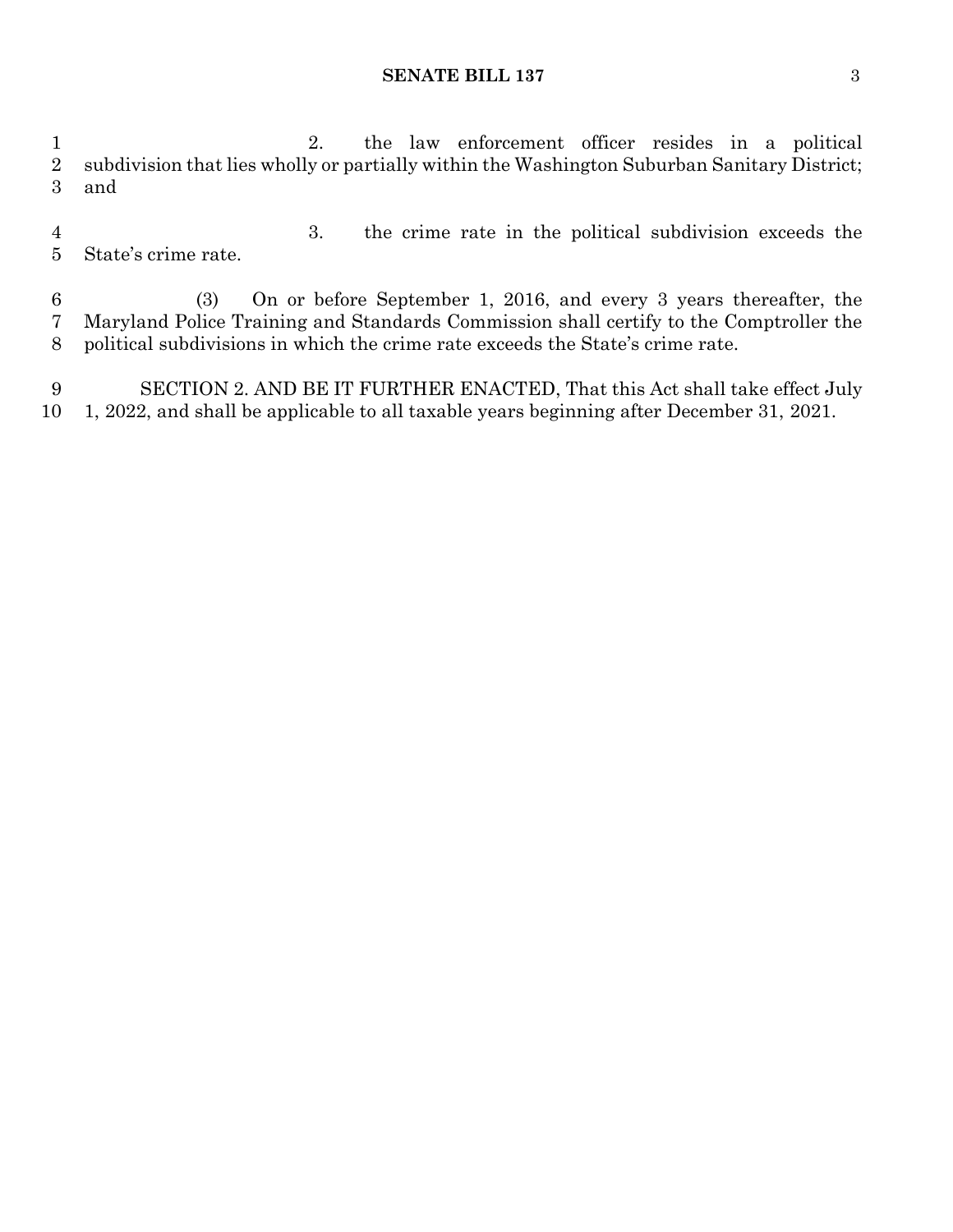2. the law enforcement officer resides in a political subdivision that lies wholly or partially within the Washington Suburban Sanitary District; and

3. the crime rate in the political subdivision exceeds the State's crime rate.

(3) On or before September 1, 2016, and every 3 years thereafter, the Maryland Police Training and Standards Commission shall certify to the Comptroller the political subdivisions in which the crime rate exceeds the State's crime rate.

SECTION 2. AND BE IT FURTHER ENACTED, That this Act shall take effect July 1, 2022, and shall be applicable to all taxable years beginning after December 31, 2021.